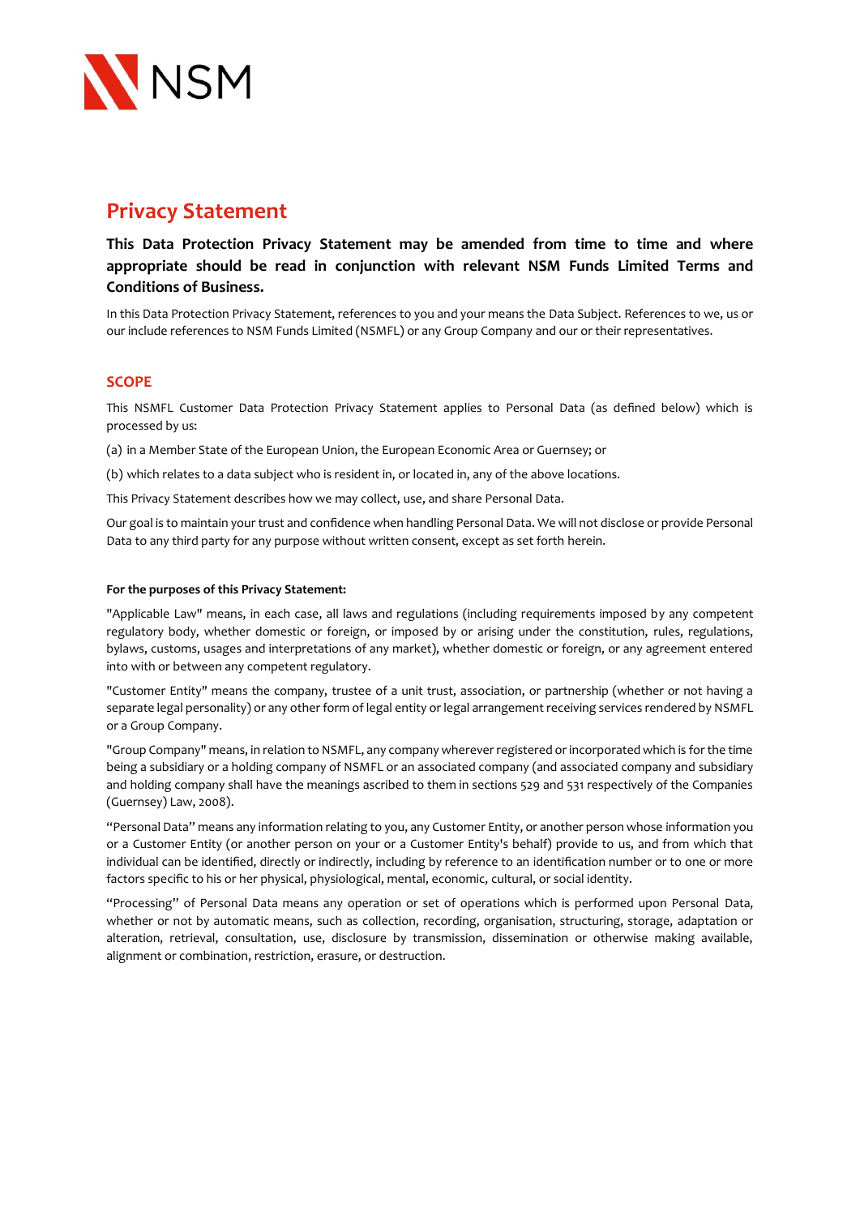NSM

# Privacy Statement

**This Data Protection Privacy Statement may be amended from time to time and where appropriate should be read in conjunction with relevant NSM Funds Limited Terms and Conditions of Business.**

In this Data Protection Privacy Statement, references to you and your means the Data Subject. References to we, us or our include references to NSM Funds Limited (NSMFL) or any Group Company and our or their representatives.

## SCOPE

This NSMFL Customer Data Protection Privacy Statement applies to Personal Data (as defined below) which is processed by us:

(a) in a Member State of the European Union, the European Economic Area or Guernsey; or

(b) which relates to a data subject who is resident in, or located in, any of the above locations.

This Privacy Statement describes how we may collect, use, and share Personal Data.

Our goal is to maintain your trust and confidence when handling Personal Data. We will not disclose or provide Personal Data to any third party for any purpose without written consent, except as set forth herein.

**For the purposes of this Privacy Statement:**

"Applicable Law" means, in each case, all laws and regulations (including requirements imposed by any competent regulatory body, whether domestic or foreign, or imposed by or arising under the constitution, rules, regulations, bylaws, customs, usages and interpretations of any market), whether domestic or foreign, or any agreement entered into with or between any competent regulatory.

"Customer Entity" means the company, trustee of a unit trust, association, or partnership (whether or not having a separate legal personality) or any other form of legal entity or legal arrangement receiving services rendered by NSMFL or a Group Company.

"Group Company" means, in relation to NSMFL, any company wherever registered or incorporated which is for the time being a subsidiary or a holding company of NSMFL or an associated company (and associated company and subsidiary and holding company shall have the meanings ascribed to them in sections 529 and 531 respectively of the Companies (Guernsey) Law, 2008).

"Personal Data" means any information relating to you, any Customer Entity, or another person whose information you or a Customer Entity (or another person on your or a Customer Entity's behalf) provide to us, and from which that individual can be identified, directly or indirectly, including by reference to an identification number or to one or more factors specific to his or her physical, physiological, mental, economic, cultural, or social identity.

"Processing" of Personal Data means any operation or set of operations which is performed upon Personal Data, whether or not by automatic means, such as collection, recording, organisation, structuring, storage, adaptation or alteration, retrieval, consultation, use, disclosure by transmission, dissemination or otherwise making available, alignment or combination, restriction, erasure, or destruction.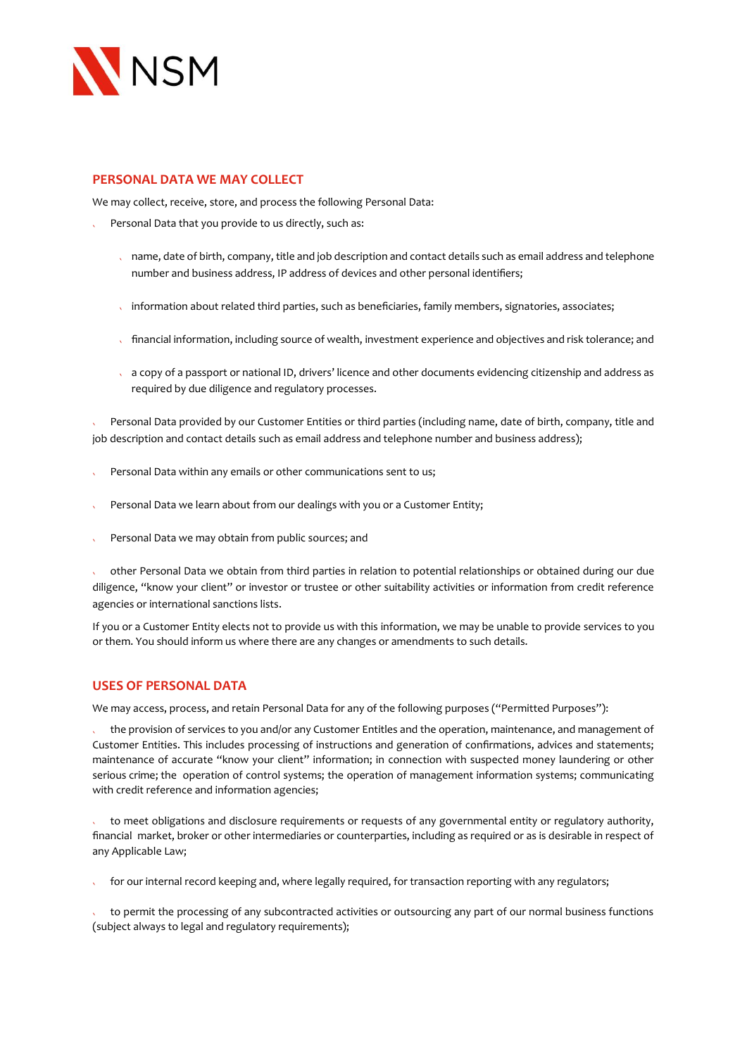## PERSONAL DATA WE MAY COLLECT

We may collect, receive, store, and process the following Personal Data:

- Personal Data that you provide to us directly, such as:
  - name, date of birth, company, title and job description and contact details such as email address and telephone number and business address, IP address of devices and other personal identifiers;
  - information about related third parties, such as beneficiaries, family members, signatories, associates;
  - financial information, including source of wealth, investment experience and objectives and risk tolerance; and
  - a copy of a passport or national ID, drivers' licence and other documents evidencing citizenship and address as required by due diligence and regulatory processes.
- Personal Data provided by our Customer Entities or third parties (including name, date of birth, company, title and job description and contact details such as email address and telephone number and business address);
- Personal Data within any emails or other communications sent to us;
- Personal Data we learn about from our dealings with you or a Customer Entity;
- Personal Data we may obtain from public sources; and
- other Personal Data we obtain from third parties in relation to potential relationships or obtained during our due diligence, "know your client" or investor or trustee or other suitability activities or information from credit reference agencies or international sanctions lists.

If you or a Customer Entity elects not to provide us with this information, we may be unable to provide services to you or them. You should inform us where there are any changes or amendments to such details.

## USES OF PERSONAL DATA

We may access, process, and retain Personal Data for any of the following purposes ("Permitted Purposes"):

- the provision of services to you and/or any Customer Entitles and the operation, maintenance, and management of Customer Entities. This includes processing of instructions and generation of confirmations, advices and statements; maintenance of accurate "know your client" information; in connection with suspected money laundering or other serious crime; the operation of control systems; the operation of management information systems; communicating with credit reference and information agencies;
- to meet obligations and disclosure requirements or requests of any governmental entity or regulatory authority, financial market, broker or other intermediaries or counterparties, including as required or as is desirable in respect of any Applicable Law;
- for our internal record keeping and, where legally required, for transaction reporting with any regulators;
- to permit the processing of any subcontracted activities or outsourcing any part of our normal business functions (subject always to legal and regulatory requirements);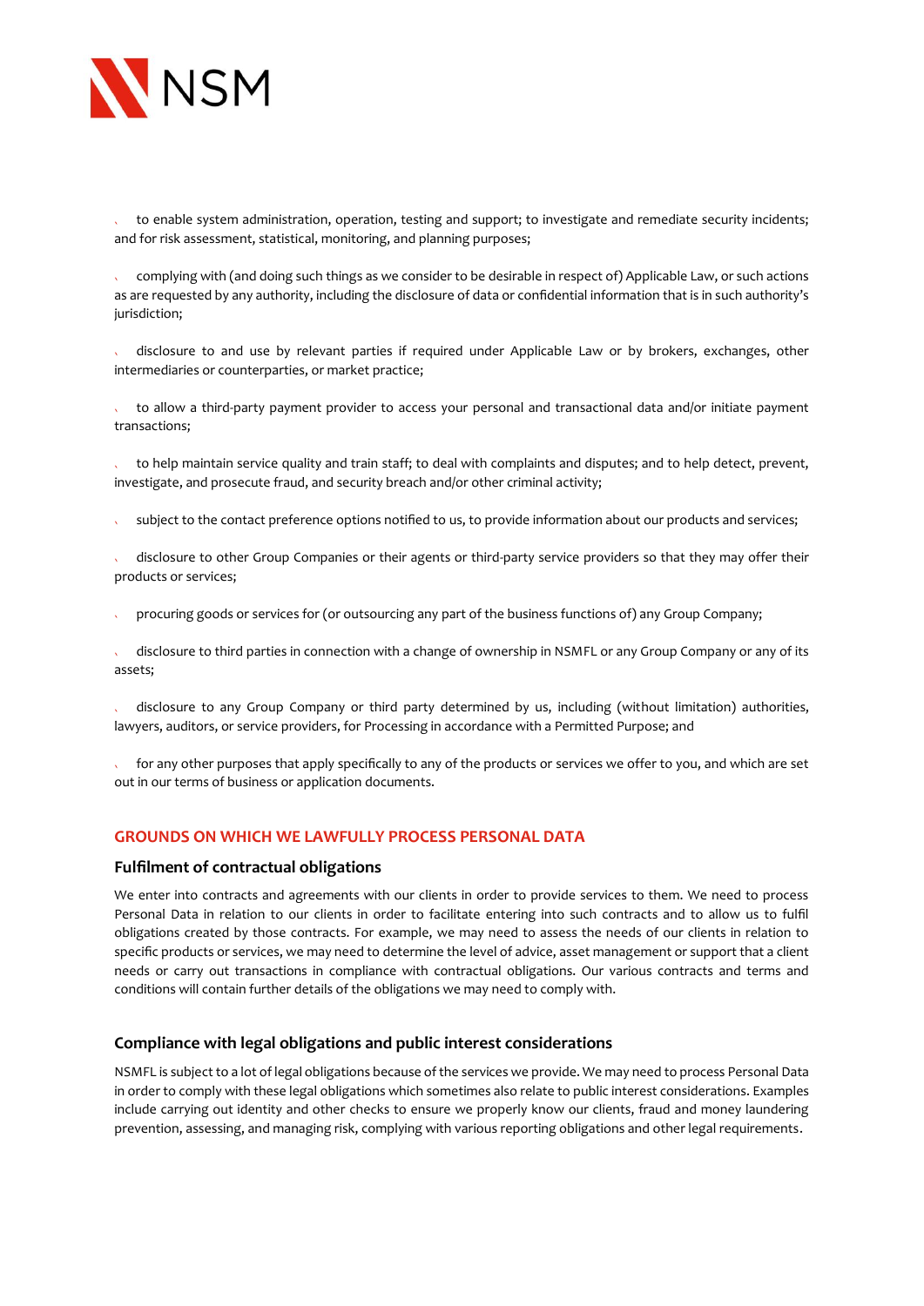- to enable system administration, operation, testing and support; to investigate and remediate security incidents; and for risk assessment, statistical, monitoring, and planning purposes;

- complying with (and doing such things as we consider to be desirable in respect of) Applicable Law, or such actions as are requested by any authority, including the disclosure of data or confidential information that is in such authority's jurisdiction;

- disclosure to and use by relevant parties if required under Applicable Law or by brokers, exchanges, other intermediaries or counterparties, or market practice;

- to allow a third-party payment provider to access your personal and transactional data and/or initiate payment transactions;

- to help maintain service quality and train staff; to deal with complaints and disputes; and to help detect, prevent, investigate, and prosecute fraud, and security breach and/or other criminal activity;

- subject to the contact preference options notified to us, to provide information about our products and services;

- disclosure to other Group Companies or their agents or third-party service providers so that they may offer their products or services;

- procuring goods or services for (or outsourcing any part of the business functions of) any Group Company;

- disclosure to third parties in connection with a change of ownership in NSMFL or any Group Company or any of its assets;

- disclosure to any Group Company or third party determined by us, including (without limitation) authorities, lawyers, auditors, or service providers, for Processing in accordance with a Permitted Purpose; and

- for any other purposes that apply specifically to any of the products or services we offer to you, and which are set out in our terms of business or application documents.

## GROUNDS ON WHICH WE LAWFULLY PROCESS PERSONAL DATA

### Fulfilment of contractual obligations

We enter into contracts and agreements with our clients in order to provide services to them. We need to process Personal Data in relation to our clients in order to facilitate entering into such contracts and to allow us to fulfil obligations created by those contracts. For example, we may need to assess the needs of our clients in relation to specific products or services, we may need to determine the level of advice, asset management or support that a client needs or carry out transactions in compliance with contractual obligations. Our various contracts and terms and conditions will contain further details of the obligations we may need to comply with.

### Compliance with legal obligations and public interest considerations

NSMFL is subject to a lot of legal obligations because of the services we provide. We may need to process Personal Data in order to comply with these legal obligations which sometimes also relate to public interest considerations. Examples include carrying out identity and other checks to ensure we properly know our clients, fraud and money laundering prevention, assessing, and managing risk, complying with various reporting obligations and other legal requirements.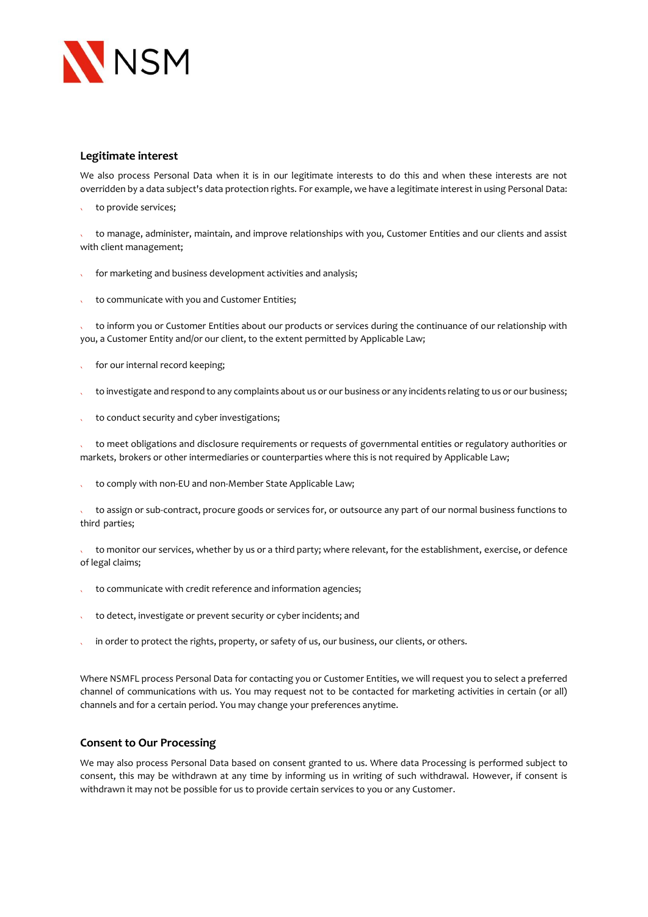## Legitimate interest

We also process Personal Data when it is in our legitimate interests to do this and when these interests are not overridden by a data subject's data protection rights. For example, we have a legitimate interest in using Personal Data:

- to provide services;
- to manage, administer, maintain, and improve relationships with you, Customer Entities and our clients and assist with client management;
- for marketing and business development activities and analysis;
- to communicate with you and Customer Entities;
- to inform you or Customer Entities about our products or services during the continuance of our relationship with you, a Customer Entity and/or our client, to the extent permitted by Applicable Law;
- for our internal record keeping;
- to investigate and respond to any complaints about us or our business or any incidents relating to us or our business;
- to conduct security and cyber investigations;
- to meet obligations and disclosure requirements or requests of governmental entities or regulatory authorities or markets, brokers or other intermediaries or counterparties where this is not required by Applicable Law;
- to comply with non-EU and non-Member State Applicable Law;
- to assign or sub-contract, procure goods or services for, or outsource any part of our normal business functions to third parties;
- to monitor our services, whether by us or a third party; where relevant, for the establishment, exercise, or defence of legal claims;
- to communicate with credit reference and information agencies;
- to detect, investigate or prevent security or cyber incidents; and
- in order to protect the rights, property, or safety of us, our business, our clients, or others.

Where NSMFL process Personal Data for contacting you or Customer Entities, we will request you to select a preferred channel of communications with us. You may request not to be contacted for marketing activities in certain (or all) channels and for a certain period. You may change your preferences anytime.

## Consent to Our Processing

We may also process Personal Data based on consent granted to us. Where data Processing is performed subject to consent, this may be withdrawn at any time by informing us in writing of such withdrawal. However, if consent is withdrawn it may not be possible for us to provide certain services to you or any Customer.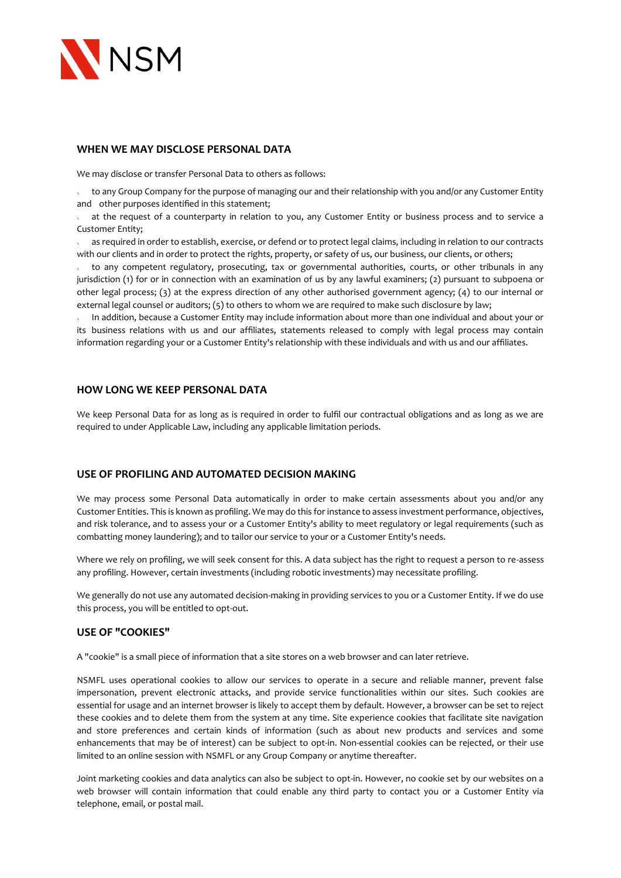## WHEN WE MAY DISCLOSE PERSONAL DATA

We may disclose or transfer Personal Data to others as follows:

- to any Group Company for the purpose of managing our and their relationship with you and/or any Customer Entity and other purposes identified in this statement;
- at the request of a counterparty in relation to you, any Customer Entity or business process and to service a Customer Entity;
- as required in order to establish, exercise, or defend or to protect legal claims, including in relation to our contracts with our clients and in order to protect the rights, property, or safety of us, our business, our clients, or others;
- to any competent regulatory, prosecuting, tax or governmental authorities, courts, or other tribunals in any jurisdiction (1) for or in connection with an examination of us by any lawful examiners; (2) pursuant to subpoena or other legal process; (3) at the express direction of any other authorised government agency; (4) to our internal or external legal counsel or auditors; (5) to others to whom we are required to make such disclosure by law;
- In addition, because a Customer Entity may include information about more than one individual and about your or its business relations with us and our affiliates, statements released to comply with legal process may contain information regarding your or a Customer Entity's relationship with these individuals and with us and our affiliates.

## HOW LONG WE KEEP PERSONAL DATA

We keep Personal Data for as long as is required in order to fulfil our contractual obligations and as long as we are required to under Applicable Law, including any applicable limitation periods.

## USE OF PROFILING AND AUTOMATED DECISION MAKING

We may process some Personal Data automatically in order to make certain assessments about you and/or any Customer Entities. This is known as profiling. We may do this for instance to assess investment performance, objectives, and risk tolerance, and to assess your or a Customer Entity's ability to meet regulatory or legal requirements (such as combatting money laundering); and to tailor our service to your or a Customer Entity's needs.

Where we rely on profiling, we will seek consent for this. A data subject has the right to request a person to re-assess any profiling. However, certain investments (including robotic investments) may necessitate profiling.

We generally do not use any automated decision-making in providing services to you or a Customer Entity. If we do use this process, you will be entitled to opt-out.

## USE OF "COOKIES"

A "cookie" is a small piece of information that a site stores on a web browser and can later retrieve.

NSMFL uses operational cookies to allow our services to operate in a secure and reliable manner, prevent false impersonation, prevent electronic attacks, and provide service functionalities within our sites. Such cookies are essential for usage and an internet browser is likely to accept them by default. However, a browser can be set to reject these cookies and to delete them from the system at any time. Site experience cookies that facilitate site navigation and store preferences and certain kinds of information (such as about new products and services and some enhancements that may be of interest) can be subject to opt-in. Non-essential cookies can be rejected, or their use limited to an online session with NSMFL or any Group Company or anytime thereafter.

Joint marketing cookies and data analytics can also be subject to opt-in. However, no cookie set by our websites on a web browser will contain information that could enable any third party to contact you or a Customer Entity via telephone, email, or postal mail.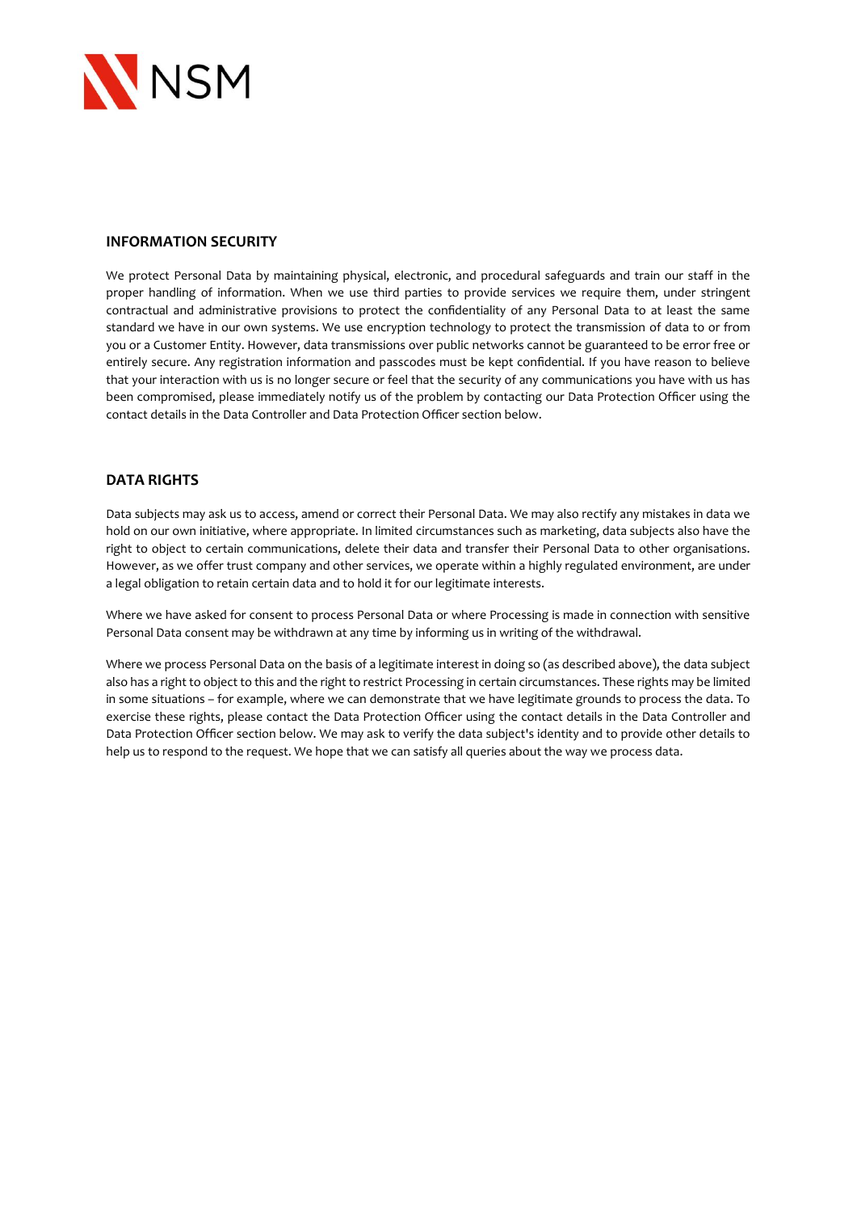## INFORMATION SECURITY

We protect Personal Data by maintaining physical, electronic, and procedural safeguards and train our staff in the proper handling of information. When we use third parties to provide services we require them, under stringent contractual and administrative provisions to protect the confidentiality of any Personal Data to at least the same standard we have in our own systems. We use encryption technology to protect the transmission of data to or from you or a Customer Entity. However, data transmissions over public networks cannot be guaranteed to be error free or entirely secure. Any registration information and passcodes must be kept confidential. If you have reason to believe that your interaction with us is no longer secure or feel that the security of any communications you have with us has been compromised, please immediately notify us of the problem by contacting our Data Protection Officer using the contact details in the Data Controller and Data Protection Officer section below.

## DATA RIGHTS

Data subjects may ask us to access, amend or correct their Personal Data. We may also rectify any mistakes in data we hold on our own initiative, where appropriate. In limited circumstances such as marketing, data subjects also have the right to object to certain communications, delete their data and transfer their Personal Data to other organisations. However, as we offer trust company and other services, we operate within a highly regulated environment, are under a legal obligation to retain certain data and to hold it for our legitimate interests.

Where we have asked for consent to process Personal Data or where Processing is made in connection with sensitive Personal Data consent may be withdrawn at any time by informing us in writing of the withdrawal.

Where we process Personal Data on the basis of a legitimate interest in doing so (as described above), the data subject also has a right to object to this and the right to restrict Processing in certain circumstances. These rights may be limited in some situations – for example, where we can demonstrate that we have legitimate grounds to process the data. To exercise these rights, please contact the Data Protection Officer using the contact details in the Data Controller and Data Protection Officer section below. We may ask to verify the data subject's identity and to provide other details to help us to respond to the request. We hope that we can satisfy all queries about the way we process data.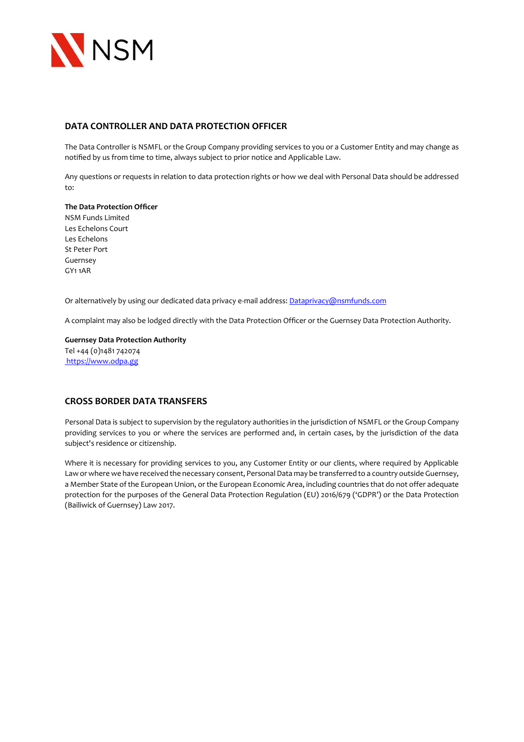## DATA CONTROLLER AND DATA PROTECTION OFFICER

The Data Controller is NSMFL or the Group Company providing services to you or a Customer Entity and may change as notified by us from time to time, always subject to prior notice and Applicable Law.

Any questions or requests in relation to data protection rights or how we deal with Personal Data should be addressed to:

**The Data Protection Officer**
NSM Funds Limited
Les Echelons Court
Les Echelons
St Peter Port
Guernsey
GY1 1AR

Or alternatively by using our dedicated data privacy e-mail address: Dataprivacy@nsmfunds.com

A complaint may also be lodged directly with the Data Protection Officer or the Guernsey Data Protection Authority.

**Guernsey Data Protection Authority**
Tel +44 (0)1481 742074
https://www.odpa.gg

## CROSS BORDER DATA TRANSFERS

Personal Data is subject to supervision by the regulatory authorities in the jurisdiction of NSMFL or the Group Company providing services to you or where the services are performed and, in certain cases, by the jurisdiction of the data subject's residence or citizenship.

Where it is necessary for providing services to you, any Customer Entity or our clients, where required by Applicable Law or where we have received the necessary consent, Personal Data may be transferred to a country outside Guernsey, a Member State of the European Union, or the European Economic Area, including countries that do not offer adequate protection for the purposes of the General Data Protection Regulation (EU) 2016/679 ('GDPR') or the Data Protection (Bailiwick of Guernsey) Law 2017.